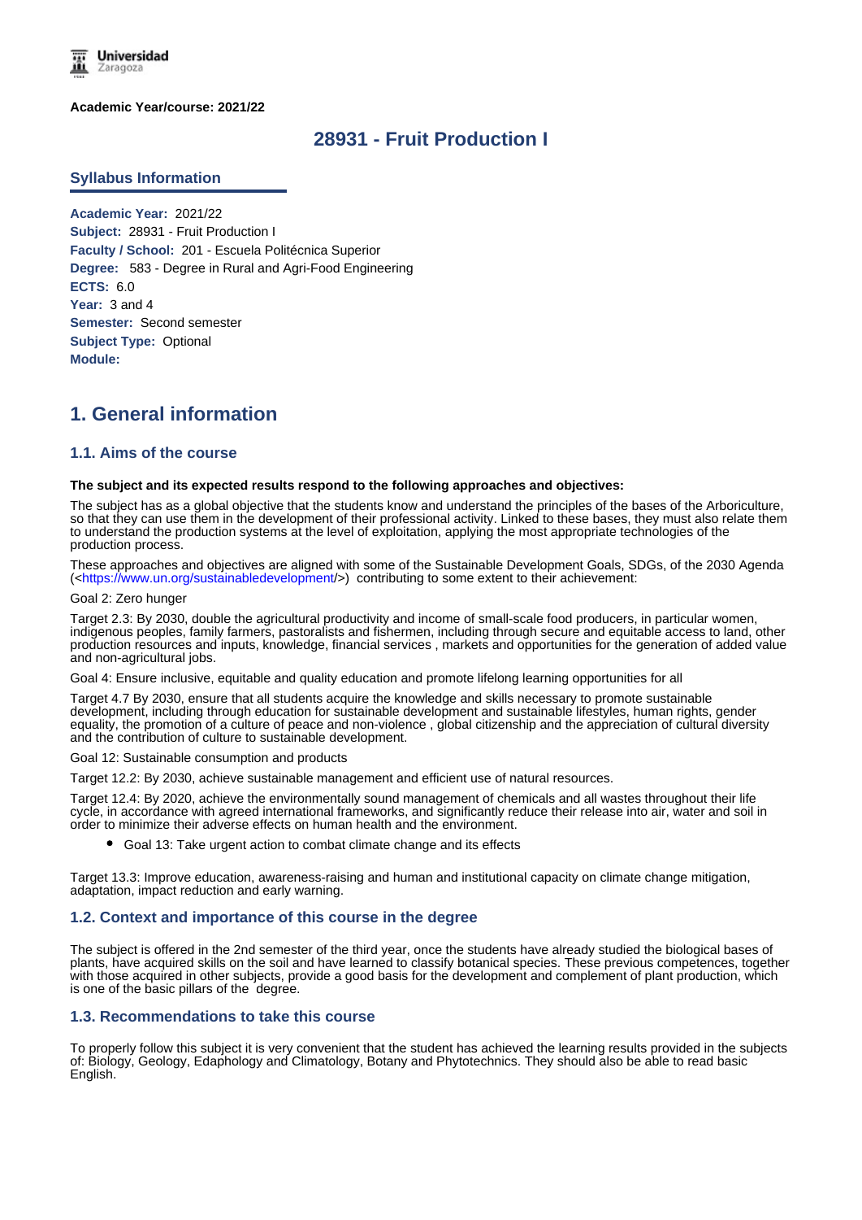**Academic Year/course: 2021/22**

# 28931 - Fruit Production I

## Syllabus Information

**Academic Year:** 2021/22
**Subject:** 28931 - Fruit Production I
**Faculty / School:** 201 - Escuela Politécnica Superior
**Degree:** 583 - Degree in Rural and Agri-Food Engineering
**ECTS:** 6.0
**Year:** 3 and 4
**Semester:** Second semester
**Subject Type:** Optional
**Module:**

# 1. General information

## 1.1. Aims of the course

**The subject and its expected results respond to the following approaches and objectives:**

The subject has as a global objective that the students know and understand the principles of the bases of the Arboriculture, so that they can use them in the development of their professional activity. Linked to these bases, they must also relate them to understand the production systems at the level of exploitation, applying the most appropriate technologies of the production process.

These approaches and objectives are aligned with some of the Sustainable Development Goals, SDGs, of the 2030 Agenda (<https://www.un.org/sustainabledevelopment/>) contributing to some extent to their achievement:

Goal 2: Zero hunger

Target 2.3: By 2030, double the agricultural productivity and income of small-scale food producers, in particular women, indigenous peoples, family farmers, pastoralists and fishermen, including through secure and equitable access to land, other production resources and inputs, knowledge, financial services , markets and opportunities for the generation of added value and non-agricultural jobs.

Goal 4: Ensure inclusive, equitable and quality education and promote lifelong learning opportunities for all

Target 4.7 By 2030, ensure that all students acquire the knowledge and skills necessary to promote sustainable development, including through education for sustainable development and sustainable lifestyles, human rights, gender equality, the promotion of a culture of peace and non-violence , global citizenship and the appreciation of cultural diversity and the contribution of culture to sustainable development.

Goal 12: Sustainable consumption and products

Target 12.2: By 2030, achieve sustainable management and efficient use of natural resources.

Target 12.4: By 2020, achieve the environmentally sound management of chemicals and all wastes throughout their life cycle, in accordance with agreed international frameworks, and significantly reduce their release into air, water and soil in order to minimize their adverse effects on human health and the environment.

- Goal 13: Take urgent action to combat climate change and its effects

Target 13.3: Improve education, awareness-raising and human and institutional capacity on climate change mitigation, adaptation, impact reduction and early warning.

## 1.2. Context and importance of this course in the degree

The subject is offered in the 2nd semester of the third year, once the students have already studied the biological bases of plants, have acquired skills on the soil and have learned to classify botanical species. These previous competences, together with those acquired in other subjects, provide a good basis for the development and complement of plant production, which is one of the basic pillars of the degree.

## 1.3. Recommendations to take this course

To properly follow this subject it is very convenient that the student has achieved the learning results provided in the subjects of: Biology, Geology, Edaphology and Climatology, Botany and Phytotechnics. They should also be able to read basic English.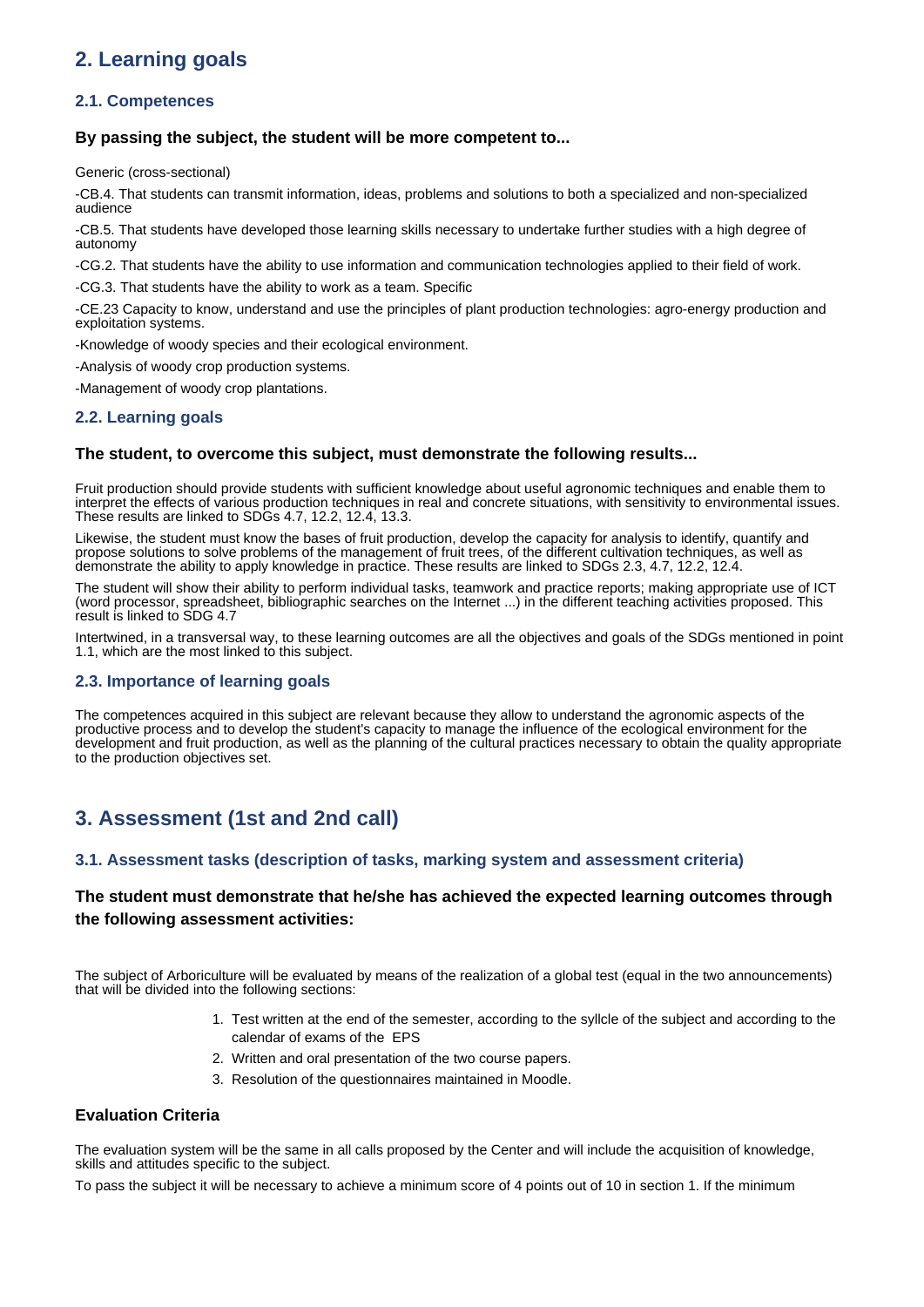## 2. Learning goals

### 2.1. Competences

#### By passing the subject, the student will be more competent to...

Generic (cross-sectional)

-CB.4. That students can transmit information, ideas, problems and solutions to both a specialized and non-specialized audience

-CB.5. That students have developed those learning skills necessary to undertake further studies with a high degree of autonomy

-CG.2. That students have the ability to use information and communication technologies applied to their field of work.

-CG.3. That students have the ability to work as a team. Specific

-CE.23 Capacity to know, understand and use the principles of plant production technologies: agro-energy production and exploitation systems.

-Knowledge of woody species and their ecological environment.

-Analysis of woody crop production systems.

-Management of woody crop plantations.

### 2.2. Learning goals

#### The student, to overcome this subject, must demonstrate the following results...

Fruit production should provide students with sufficient knowledge about useful agronomic techniques and enable them to interpret the effects of various production techniques in real and concrete situations, with sensitivity to environmental issues. These results are linked to SDGs 4.7, 12.2, 12.4, 13.3.

Likewise, the student must know the bases of fruit production, develop the capacity for analysis to identify, quantify and propose solutions to solve problems of the management of fruit trees, of the different cultivation techniques, as well as demonstrate the ability to apply knowledge in practice. These results are linked to SDGs 2.3, 4.7, 12.2, 12.4.

The student will show their ability to perform individual tasks, teamwork and practice reports; making appropriate use of ICT (word processor, spreadsheet, bibliographic searches on the Internet ...) in the different teaching activities proposed. This result is linked to SDG 4.7

Intertwined, in a transversal way, to these learning outcomes are all the objectives and goals of the SDGs mentioned in point 1.1, which are the most linked to this subject.

### 2.3. Importance of learning goals

The competences acquired in this subject are relevant because they allow to understand the agronomic aspects of the productive process and to develop the student's capacity to manage the influence of the ecological environment for the development and fruit production, as well as the planning of the cultural practices necessary to obtain the quality appropriate to the production objectives set.

## 3. Assessment (1st and 2nd call)

### 3.1. Assessment tasks (description of tasks, marking system and assessment criteria)

#### The student must demonstrate that he/she has achieved the expected learning outcomes through the following assessment activities:

The subject of Arboriculture will be evaluated by means of the realization of a global test (equal in the two announcements) that will be divided into the following sections:

1. Test written at the end of the semester, according to the syllcle of the subject and according to the calendar of exams of the EPS
2. Written and oral presentation of the two course papers.
3. Resolution of the questionnaires maintained in Moodle.

#### Evaluation Criteria

The evaluation system will be the same in all calls proposed by the Center and will include the acquisition of knowledge, skills and attitudes specific to the subject.

To pass the subject it will be necessary to achieve a minimum score of 4 points out of 10 in section 1. If the minimum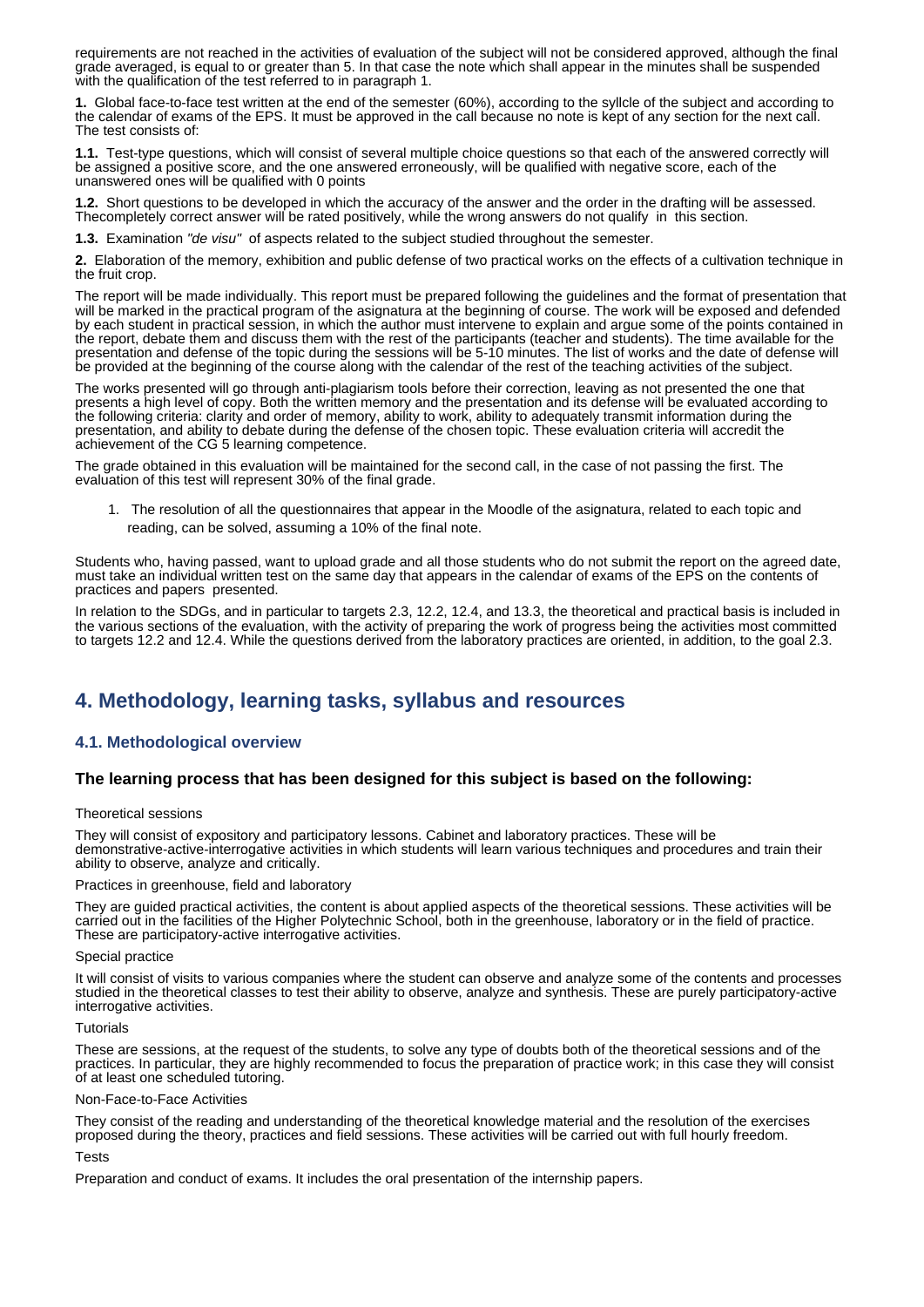requirements are not reached in the activities of evaluation of the subject will not be considered approved, although the final grade averaged, is equal to or greater than 5. In that case the note which shall appear in the minutes shall be suspended with the qualification of the test referred to in paragraph 1.

**1.** Global face-to-face test written at the end of the semester (60%), according to the syllcle of the subject and according to the calendar of exams of the EPS. It must be approved in the call because no note is kept of any section for the next call. The test consists of:

**1.1.** Test-type questions, which will consist of several multiple choice questions so that each of the answered correctly will be assigned a positive score, and the one answered erroneously, will be qualified with negative score, each of the unanswered ones will be qualified with 0 points

**1.2.** Short questions to be developed in which the accuracy of the answer and the order in the drafting will be assessed. Thecompletely correct answer will be rated positively, while the wrong answers do not qualify in this section.

**1.3.** Examination *"de visu"* of aspects related to the subject studied throughout the semester.

**2.** Elaboration of the memory, exhibition and public defense of two practical works on the effects of a cultivation technique in the fruit crop.

The report will be made individually. This report must be prepared following the guidelines and the format of presentation that will be marked in the practical program of the asignatura at the beginning of course. The work will be exposed and defended by each student in practical session, in which the author must intervene to explain and argue some of the points contained in the report, debate them and discuss them with the rest of the participants (teacher and students). The time available for the presentation and defense of the topic during the sessions will be 5-10 minutes. The list of works and the date of defense will be provided at the beginning of the course along with the calendar of the rest of the teaching activities of the subject.

The works presented will go through anti-plagiarism tools before their correction, leaving as not presented the one that presents a high level of copy. Both the written memory and the presentation and its defense will be evaluated according to the following criteria: clarity and order of memory, ability to work, ability to adequately transmit information during the presentation, and ability to debate during the defense of the chosen topic. These evaluation criteria will accredit the achievement of the CG 5 learning competence.

The grade obtained in this evaluation will be maintained for the second call, in the case of not passing the first. The evaluation of this test will represent 30% of the final grade.

1. The resolution of all the questionnaires that appear in the Moodle of the asignatura, related to each topic and reading, can be solved, assuming a 10% of the final note.

Students who, having passed, want to upload grade and all those students who do not submit the report on the agreed date, must take an individual written test on the same day that appears in the calendar of exams of the EPS on the contents of practices and papers presented.

In relation to the SDGs, and in particular to targets 2.3, 12.2, 12.4, and 13.3, the theoretical and practical basis is included in the various sections of the evaluation, with the activity of preparing the work of progress being the activities most committed to targets 12.2 and 12.4. While the questions derived from the laboratory practices are oriented, in addition, to the goal 2.3.

## 4. Methodology, learning tasks, syllabus and resources

### 4.1. Methodological overview

**The learning process that has been designed for this subject is based on the following:**

Theoretical sessions

They will consist of expository and participatory lessons. Cabinet and laboratory practices. These will be demonstrative-active-interrogative activities in which students will learn various techniques and procedures and train their ability to observe, analyze and critically.

Practices in greenhouse, field and laboratory

They are guided practical activities, the content is about applied aspects of the theoretical sessions. These activities will be carried out in the facilities of the Higher Polytechnic School, both in the greenhouse, laboratory or in the field of practice. These are participatory-active interrogative activities.

Special practice

It will consist of visits to various companies where the student can observe and analyze some of the contents and processes studied in the theoretical classes to test their ability to observe, analyze and synthesis. These are purely participatory-active interrogative activities.

Tutorials

These are sessions, at the request of the students, to solve any type of doubts both of the theoretical sessions and of the practices. In particular, they are highly recommended to focus the preparation of practice work; in this case they will consist of at least one scheduled tutoring.

Non-Face-to-Face Activities

They consist of the reading and understanding of the theoretical knowledge material and the resolution of the exercises proposed during the theory, practices and field sessions. These activities will be carried out with full hourly freedom.

Tests

Preparation and conduct of exams. It includes the oral presentation of the internship papers.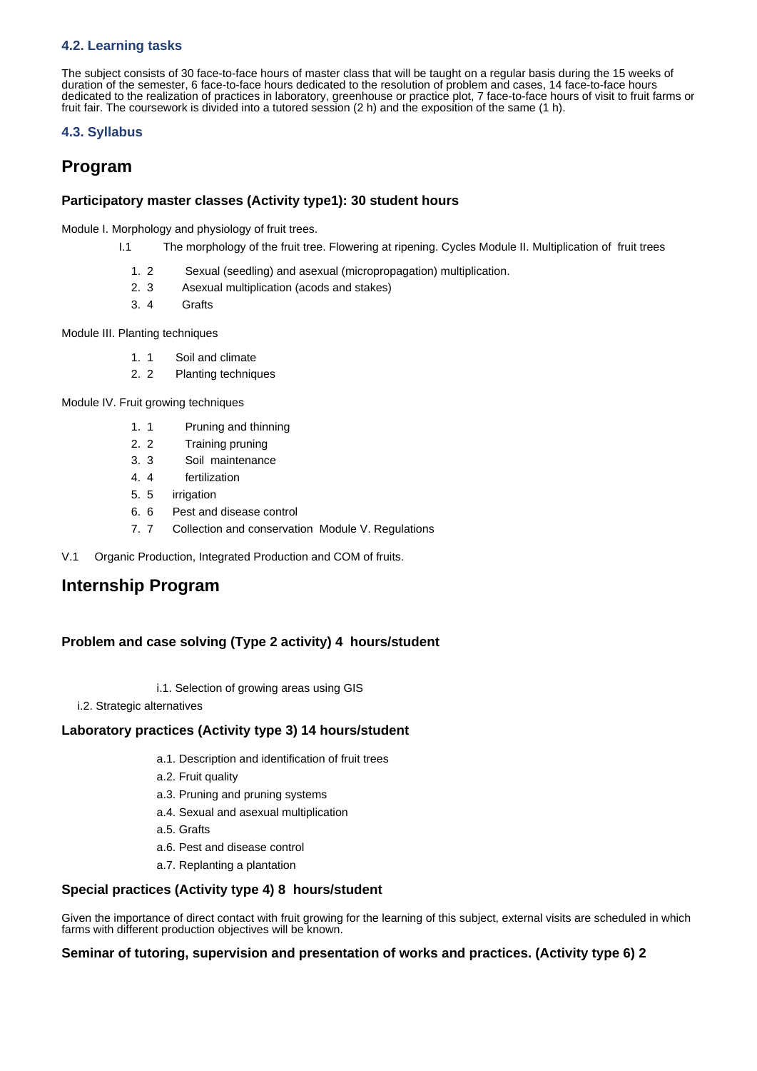### 4.2. Learning tasks

The subject consists of 30 face-to-face hours of master class that will be taught on a regular basis during the 15 weeks of duration of the semester, 6 face-to-face hours dedicated to the resolution of problem and cases, 14 face-to-face hours dedicated to the realization of practices in laboratory, greenhouse or practice plot, 7 face-to-face hours of visit to fruit farms or fruit fair. The coursework is divided into a tutored session (2 h) and the exposition of the same (1 h).

### 4.3. Syllabus

## Program

#### Participatory master classes (Activity type1): 30 student hours

Module I. Morphology and physiology of fruit trees.

I.1 The morphology of the fruit tree. Flowering at ripening. Cycles Module II. Multiplication of fruit trees

1. 2 Sexual (seedling) and asexual (micropropagation) multiplication.
2. 3 Asexual multiplication (acods and stakes)
3. 4 Grafts

Module III. Planting techniques

1. 1 Soil and climate
2. 2 Planting techniques

Module IV. Fruit growing techniques

1. 1 Pruning and thinning
2. 2 Training pruning
3. 3 Soil maintenance
4. 4 fertilization
5. 5 irrigation
6. 6 Pest and disease control
7. 7 Collection and conservation Module V. Regulations

V.1 Organic Production, Integrated Production and COM of fruits.

## Internship Program

#### Problem and case solving (Type 2 activity) 4 hours/student

i.1. Selection of growing areas using GIS

i.2. Strategic alternatives

#### Laboratory practices (Activity type 3) 14 hours/student

a.1. Description and identification of fruit trees

a.2. Fruit quality

a.3. Pruning and pruning systems

a.4. Sexual and asexual multiplication

a.5. Grafts

a.6. Pest and disease control

a.7. Replanting a plantation

#### Special practices (Activity type 4) 8 hours/student

Given the importance of direct contact with fruit growing for the learning of this subject, external visits are scheduled in which farms with different production objectives will be known.

#### Seminar of tutoring, supervision and presentation of works and practices. (Activity type 6) 2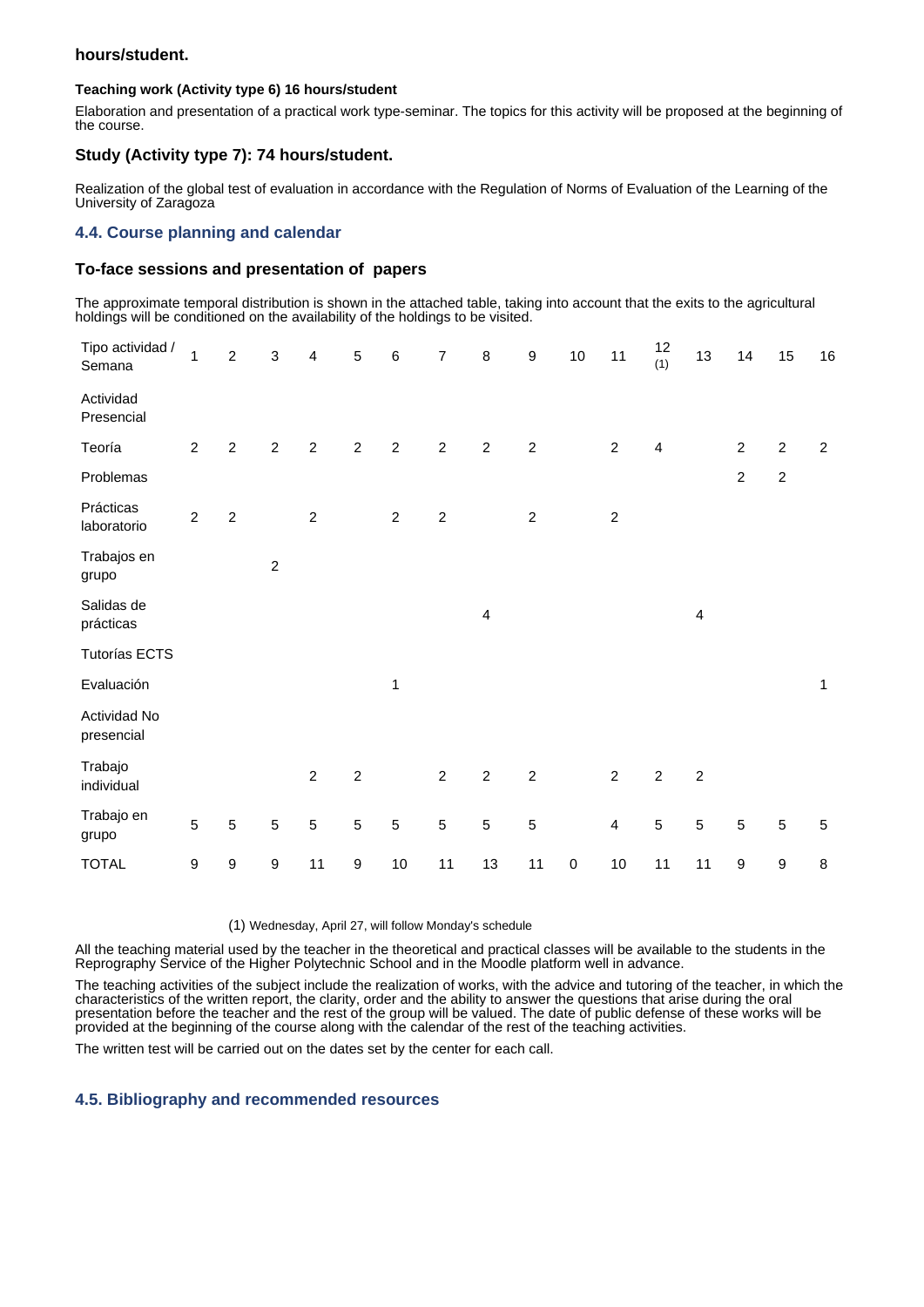**hours/student.**

#### Teaching work (Activity type 6) 16 hours/student

Elaboration and presentation of a practical work type-seminar. The topics for this activity will be proposed at the beginning of the course.

### Study (Activity type 7): 74 hours/student.

Realization of the global test of evaluation in accordance with the Regulation of Norms of Evaluation of the Learning of the University of Zaragoza

## 4.4. Course planning and calendar

### To-face sessions and presentation of papers

The approximate temporal distribution is shown in the attached table, taking into account that the exits to the agricultural holdings will be conditioned on the availability of the holdings to be visited.

| Tipo actividad / Semana | 1 | 2 | 3 | 4 | 5 | 6 | 7 | 8 | 9 | 10 | 11 | 12 (1) | 13 | 14 | 15 | 16 |
|---|---|---|---|---|---|---|---|---|---|---|---|---|---|---|---|---|
| Actividad Presencial | | | | | | | | | | | | | | | | |
| Teoría | 2 | 2 | 2 | 2 | 2 | 2 | 2 | 2 | 2 | | 2 | 4 | | 2 | 2 | 2 |
| Problemas | | | | | | | | | | | | | | 2 | 2 | |
| Prácticas laboratorio | 2 | 2 | | 2 | | 2 | 2 | | 2 | | 2 | | | | | |
| Trabajos en grupo | | | 2 | | | | | | | | | | | | | |
| Salidas de prácticas | | | | | | | | 4 | | | | | 4 | | | |
| Tutorías ECTS | | | | | | | | | | | | | | | | |
| Evaluación | | | | | | 1 | | | | | | | | | | 1 |
| Actividad No presencial | | | | | | | | | | | | | | | | |
| Trabajo individual | | | | 2 | 2 | | 2 | 2 | 2 | | 2 | 2 | 2 | | | |
| Trabajo en grupo | 5 | 5 | 5 | 5 | 5 | 5 | 5 | 5 | 5 | | 4 | 5 | 5 | 5 | 5 | 5 |
| TOTAL | 9 | 9 | 9 | 11 | 9 | 10 | 11 | 13 | 11 | 0 | 10 | 11 | 11 | 9 | 9 | 8 |

(1) Wednesday, April 27, will follow Monday's schedule

All the teaching material used by the teacher in the theoretical and practical classes will be available to the students in the Reprography Service of the Higher Polytechnic School and in the Moodle platform well in advance.

The teaching activities of the subject include the realization of works, with the advice and tutoring of the teacher, in which the characteristics of the written report, the clarity, order and the ability to answer the questions that arise during the oral presentation before the teacher and the rest of the group will be valued. The date of public defense of these works will be provided at the beginning of the course along with the calendar of the rest of the teaching activities.

The written test will be carried out on the dates set by the center for each call.

## 4.5. Bibliography and recommended resources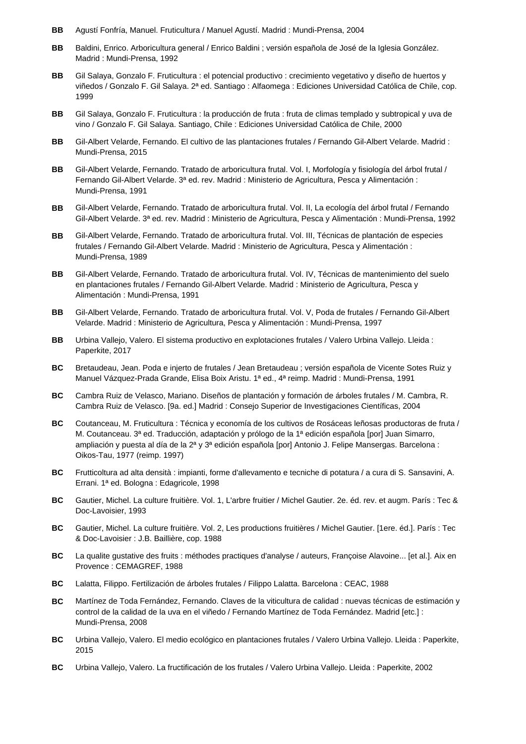**BB** Agustí Fonfría, Manuel. Fruticultura / Manuel Agustí. Madrid : Mundi-Prensa, 2004

**BB** Baldini, Enrico. Arboricultura general / Enrico Baldini ; versión española de José de la Iglesia González. Madrid : Mundi-Prensa, 1992

**BB** Gil Salaya, Gonzalo F. Fruticultura : el potencial productivo : crecimiento vegetativo y diseño de huertos y viñedos / Gonzalo F. Gil Salaya. 2ª ed. Santiago : Alfaomega : Ediciones Universidad Católica de Chile, cop. 1999

**BB** Gil Salaya, Gonzalo F. Fruticultura : la producción de fruta : fruta de climas templado y subtropical y uva de vino / Gonzalo F. Gil Salaya. Santiago, Chile : Ediciones Universidad Católica de Chile, 2000

**BB** Gil-Albert Velarde, Fernando. El cultivo de las plantaciones frutales / Fernando Gil-Albert Velarde. Madrid : Mundi-Prensa, 2015

**BB** Gil-Albert Velarde, Fernando. Tratado de arboricultura frutal. Vol. I, Morfología y fisiología del árbol frutal / Fernando Gil-Albert Velarde. 3ª ed. rev. Madrid : Ministerio de Agricultura, Pesca y Alimentación : Mundi-Prensa, 1991

**BB** Gil-Albert Velarde, Fernando. Tratado de arboricultura frutal. Vol. II, La ecología del árbol frutal / Fernando Gil-Albert Velarde. 3ª ed. rev. Madrid : Ministerio de Agricultura, Pesca y Alimentación : Mundi-Prensa, 1992

**BB** Gil-Albert Velarde, Fernando. Tratado de arboricultura frutal. Vol. III, Técnicas de plantación de especies frutales / Fernando Gil-Albert Velarde. Madrid : Ministerio de Agricultura, Pesca y Alimentación : Mundi-Prensa, 1989

**BB** Gil-Albert Velarde, Fernando. Tratado de arboricultura frutal. Vol. IV, Técnicas de mantenimiento del suelo en plantaciones frutales / Fernando Gil-Albert Velarde. Madrid : Ministerio de Agricultura, Pesca y Alimentación : Mundi-Prensa, 1991

**BB** Gil-Albert Velarde, Fernando. Tratado de arboricultura frutal. Vol. V, Poda de frutales / Fernando Gil-Albert Velarde. Madrid : Ministerio de Agricultura, Pesca y Alimentación : Mundi-Prensa, 1997

**BB** Urbina Vallejo, Valero. El sistema productivo en explotaciones frutales / Valero Urbina Vallejo. Lleida : Paperkite, 2017

**BC** Bretaudeau, Jean. Poda e injerto de frutales / Jean Bretaudeau ; versión española de Vicente Sotes Ruiz y Manuel Vázquez-Prada Grande, Elisa Boix Aristu. 1ª ed., 4ª reimp. Madrid : Mundi-Prensa, 1991

**BC** Cambra Ruiz de Velasco, Mariano. Diseños de plantación y formación de árboles frutales / M. Cambra, R. Cambra Ruiz de Velasco. [9a. ed.] Madrid : Consejo Superior de Investigaciones Científicas, 2004

**BC** Coutanceau, M. Fruticultura : Técnica y economía de los cultivos de Rosáceas leñosas productoras de fruta / M. Coutanceau. 3ª ed. Traducción, adaptación y prólogo de la 1ª edición española [por] Juan Simarro, ampliación y puesta al día de la 2ª y 3ª edición española [por] Antonio J. Felipe Mansergas. Barcelona : Oikos-Tau, 1977 (reimp. 1997)

**BC** Frutticoltura ad alta densità : impianti, forme d'allevamento e tecniche di potatura / a cura di S. Sansavini, A. Errani. 1ª ed. Bologna : Edagricole, 1998

**BC** Gautier, Michel. La culture fruitière. Vol. 1, L'arbre fruitier / Michel Gautier. 2e. éd. rev. et augm. París : Tec & Doc-Lavoisier, 1993

**BC** Gautier, Michel. La culture fruitière. Vol. 2, Les productions fruitières / Michel Gautier. [1ere. éd.]. París : Tec & Doc-Lavoisier : J.B. Baillière, cop. 1988

**BC** La qualite gustative des fruits : méthodes practiques d'analyse / auteurs, Françoise Alavoine... [et al.]. Aix en Provence : CEMAGREF, 1988

**BC** Lalatta, Filippo. Fertilización de árboles frutales / Filippo Lalatta. Barcelona : CEAC, 1988

**BC** Martínez de Toda Fernández, Fernando. Claves de la viticultura de calidad : nuevas técnicas de estimación y control de la calidad de la uva en el viñedo / Fernando Martínez de Toda Fernández. Madrid [etc.] : Mundi-Prensa, 2008

**BC** Urbina Vallejo, Valero. El medio ecológico en plantaciones frutales / Valero Urbina Vallejo. Lleida : Paperkite, 2015

**BC** Urbina Vallejo, Valero. La fructificación de los frutales / Valero Urbina Vallejo. Lleida : Paperkite, 2002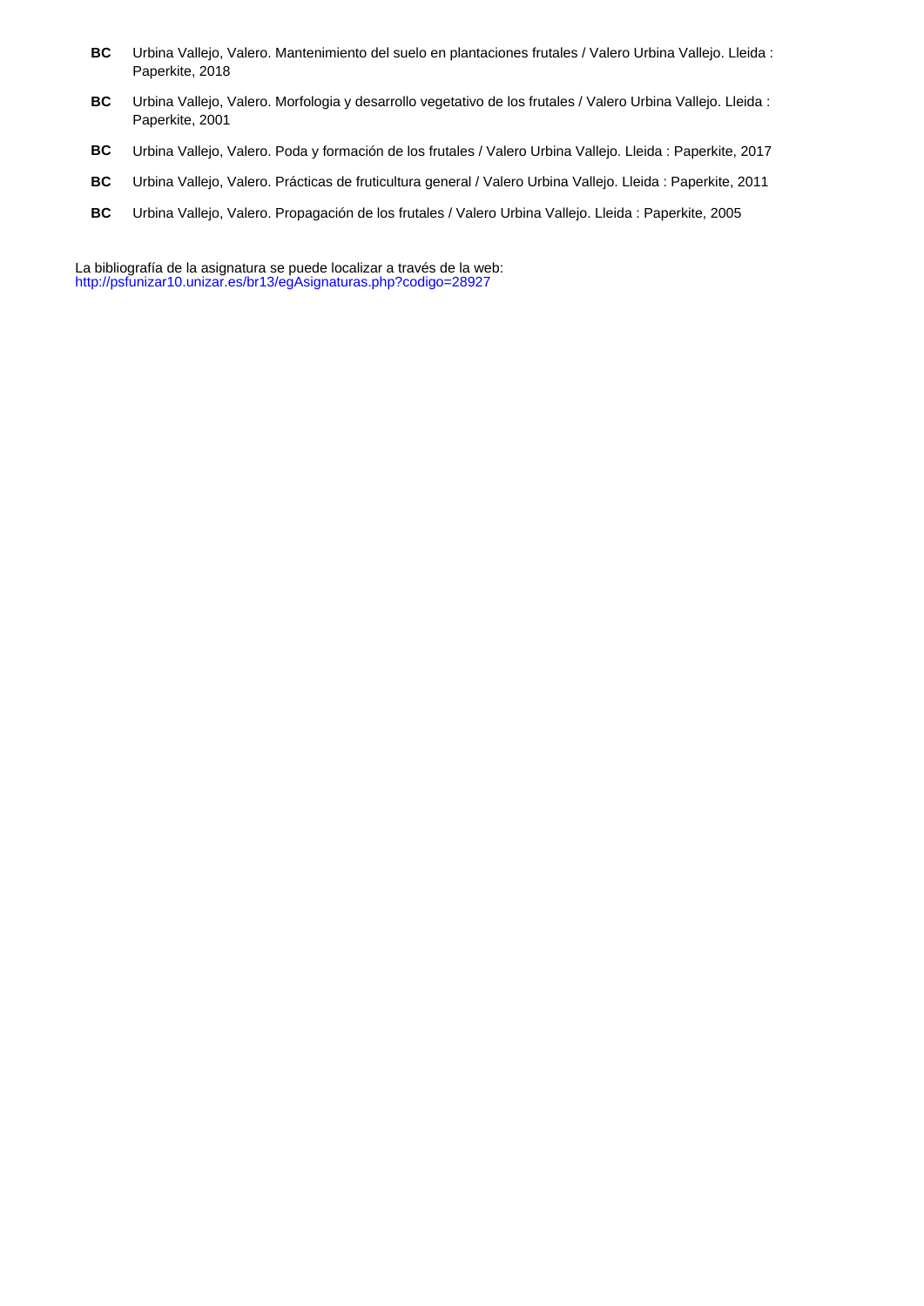**BC** Urbina Vallejo, Valero. Mantenimiento del suelo en plantaciones frutales / Valero Urbina Vallejo. Lleida : Paperkite, 2018

**BC** Urbina Vallejo, Valero. Morfologia y desarrollo vegetativo de los frutales / Valero Urbina Vallejo. Lleida : Paperkite, 2001

**BC** Urbina Vallejo, Valero. Poda y formación de los frutales / Valero Urbina Vallejo. Lleida : Paperkite, 2017

**BC** Urbina Vallejo, Valero. Prácticas de fruticultura general / Valero Urbina Vallejo. Lleida : Paperkite, 2011

**BC** Urbina Vallejo, Valero. Propagación de los frutales / Valero Urbina Vallejo. Lleida : Paperkite, 2005

La bibliografía de la asignatura se puede localizar a través de la web:
http://psfunizar10.unizar.es/br13/egAsignaturas.php?codigo=28927